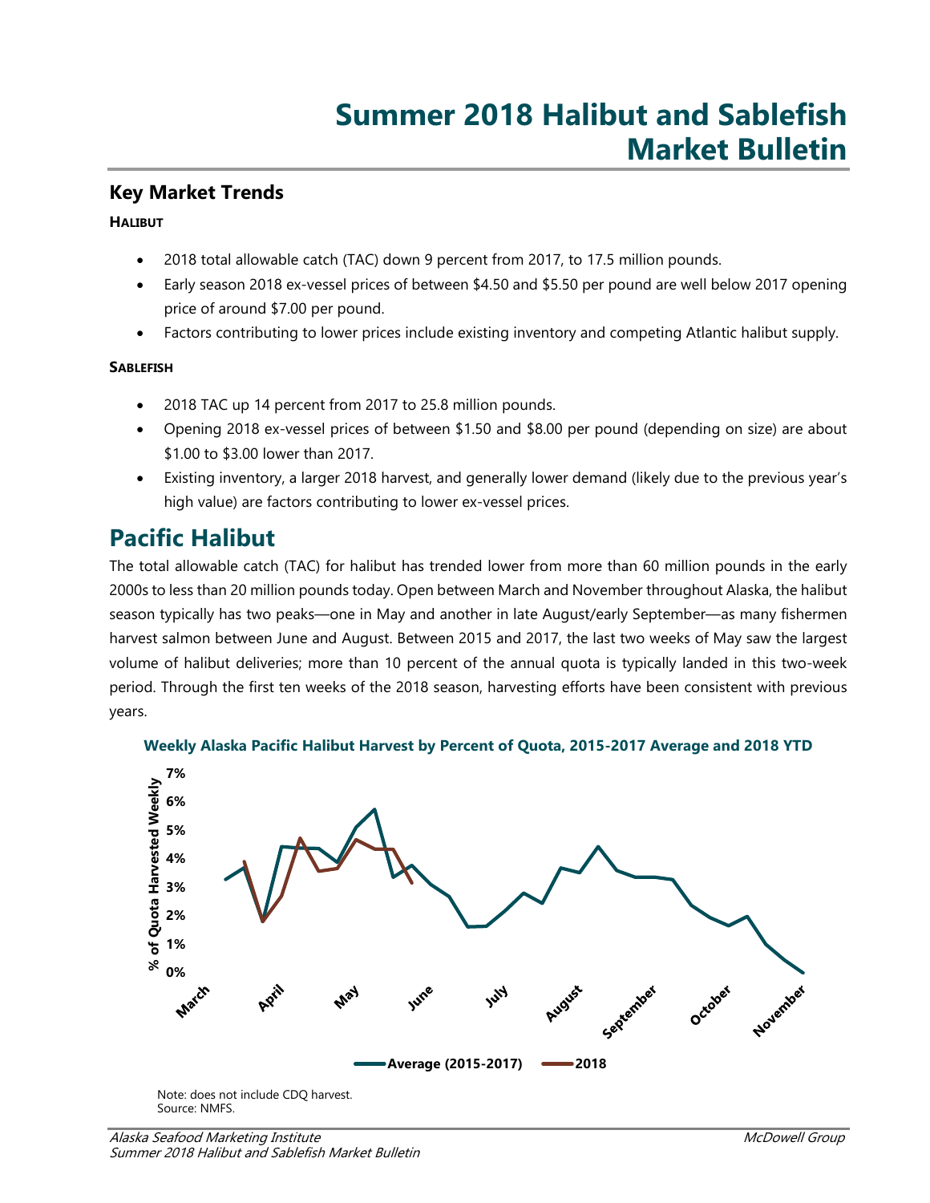# Summer 2018 Halibut and Sablefish Market Bulletin

## Key Market Trends

**HALIBUT**

- 2018 total allowable catch (TAC) down 9 percent from 2017, to 17.5 million pounds.
- Early season 2018 ex-vessel prices of between $4.50 and $5.50 per pound are well below 2017 opening price of around $7.00 per pound.
- Factors contributing to lower prices include existing inventory and competing Atlantic halibut supply.

**SABLEFISH**

- 2018 TAC up 14 percent from 2017 to 25.8 million pounds.
- Opening 2018 ex-vessel prices of between $1.50 and $8.00 per pound (depending on size) are about $1.00 to $3.00 lower than 2017.
- Existing inventory, a larger 2018 harvest, and generally lower demand (likely due to the previous year's high value) are factors contributing to lower ex-vessel prices.

## Pacific Halibut

The total allowable catch (TAC) for halibut has trended lower from more than 60 million pounds in the early 2000s to less than 20 million pounds today. Open between March and November throughout Alaska, the halibut season typically has two peaks—one in May and another in late August/early September—as many fishermen harvest salmon between June and August. Between 2015 and 2017, the last two weeks of May saw the largest volume of halibut deliveries; more than 10 percent of the annual quota is typically landed in this two-week period. Through the first ten weeks of the 2018 season, harvesting efforts have been consistent with previous years.

**Weekly Alaska Pacific Halibut Harvest by Percent of Quota, 2015-2017 Average and 2018 YTD**

Note: does not include CDQ harvest.
Source: NMFS.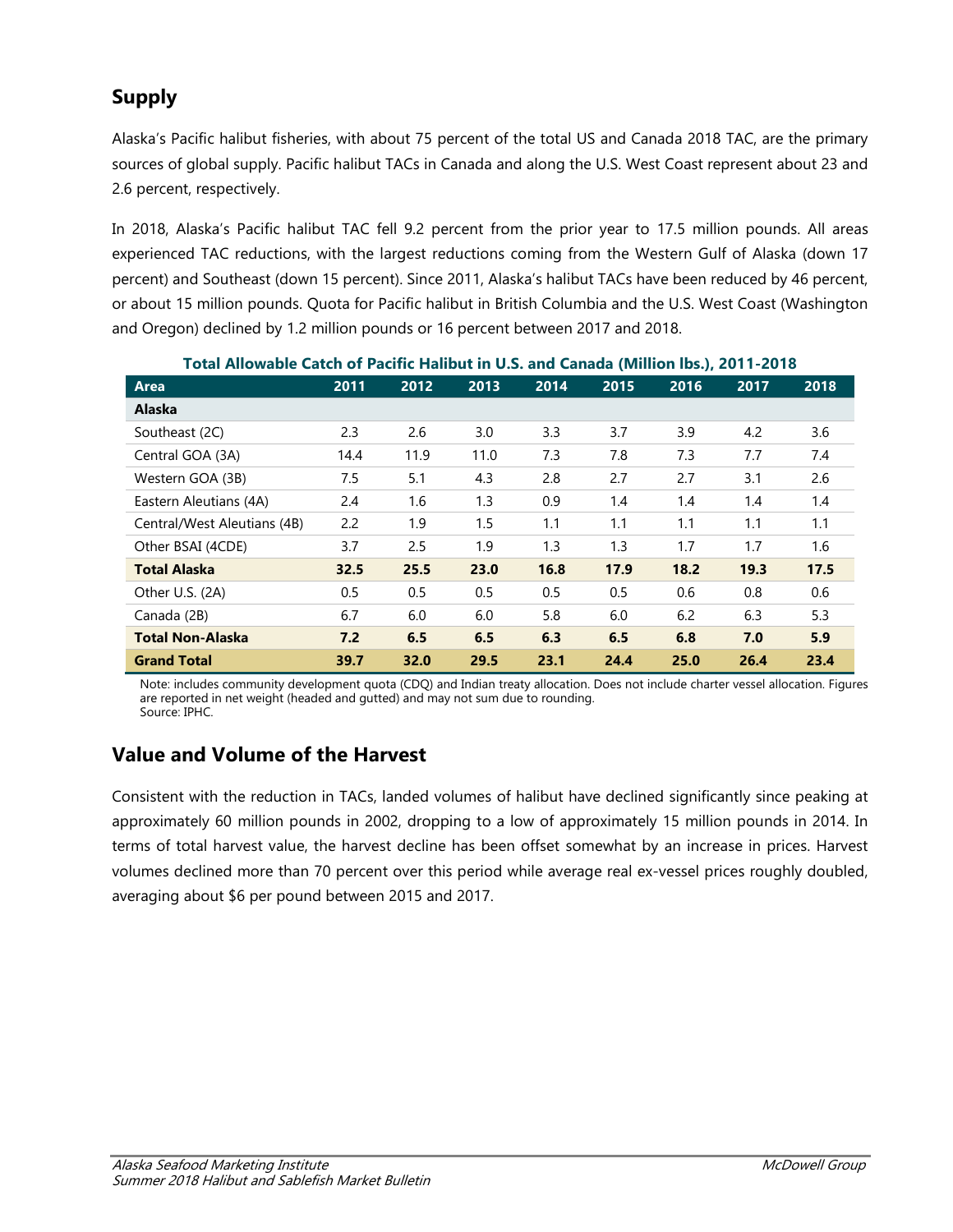## Supply

Alaska's Pacific halibut fisheries, with about 75 percent of the total US and Canada 2018 TAC, are the primary sources of global supply. Pacific halibut TACs in Canada and along the U.S. West Coast represent about 23 and 2.6 percent, respectively.

In 2018, Alaska's Pacific halibut TAC fell 9.2 percent from the prior year to 17.5 million pounds. All areas experienced TAC reductions, with the largest reductions coming from the Western Gulf of Alaska (down 17 percent) and Southeast (down 15 percent). Since 2011, Alaska's halibut TACs have been reduced by 46 percent, or about 15 million pounds. Quota for Pacific halibut in British Columbia and the U.S. West Coast (Washington and Oregon) declined by 1.2 million pounds or 16 percent between 2017 and 2018.

**Total Allowable Catch of Pacific Halibut in U.S. and Canada (Million lbs.), 2011-2018**

| Area | 2011 | 2012 | 2013 | 2014 | 2015 | 2016 | 2017 | 2018 |
|---|---|---|---|---|---|---|---|---|
| **Alaska** | | | | | | | | |
| Southeast (2C) | 2.3 | 2.6 | 3.0 | 3.3 | 3.7 | 3.9 | 4.2 | 3.6 |
| Central GOA (3A) | 14.4 | 11.9 | 11.0 | 7.3 | 7.8 | 7.3 | 7.7 | 7.4 |
| Western GOA (3B) | 7.5 | 5.1 | 4.3 | 2.8 | 2.7 | 2.7 | 3.1 | 2.6 |
| Eastern Aleutians (4A) | 2.4 | 1.6 | 1.3 | 0.9 | 1.4 | 1.4 | 1.4 | 1.4 |
| Central/West Aleutians (4B) | 2.2 | 1.9 | 1.5 | 1.1 | 1.1 | 1.1 | 1.1 | 1.1 |
| Other BSAI (4CDE) | 3.7 | 2.5 | 1.9 | 1.3 | 1.3 | 1.7 | 1.7 | 1.6 |
| **Total Alaska** | **32.5** | **25.5** | **23.0** | **16.8** | **17.9** | **18.2** | **19.3** | **17.5** |
| Other U.S. (2A) | 0.5 | 0.5 | 0.5 | 0.5 | 0.5 | 0.6 | 0.8 | 0.6 |
| Canada (2B) | 6.7 | 6.0 | 6.0 | 5.8 | 6.0 | 6.2 | 6.3 | 5.3 |
| **Total Non-Alaska** | **7.2** | **6.5** | **6.5** | **6.3** | **6.5** | **6.8** | **7.0** | **5.9** |
| **Grand Total** | **39.7** | **32.0** | **29.5** | **23.1** | **24.4** | **25.0** | **26.4** | **23.4** |

Note: includes community development quota (CDQ) and Indian treaty allocation. Does not include charter vessel allocation. Figures are reported in net weight (headed and gutted) and may not sum due to rounding.
Source: IPHC.

## Value and Volume of the Harvest

Consistent with the reduction in TACs, landed volumes of halibut have declined significantly since peaking at approximately 60 million pounds in 2002, dropping to a low of approximately 15 million pounds in 2014. In terms of total harvest value, the harvest decline has been offset somewhat by an increase in prices. Harvest volumes declined more than 70 percent over this period while average real ex-vessel prices roughly doubled, averaging about $6 per pound between 2015 and 2017.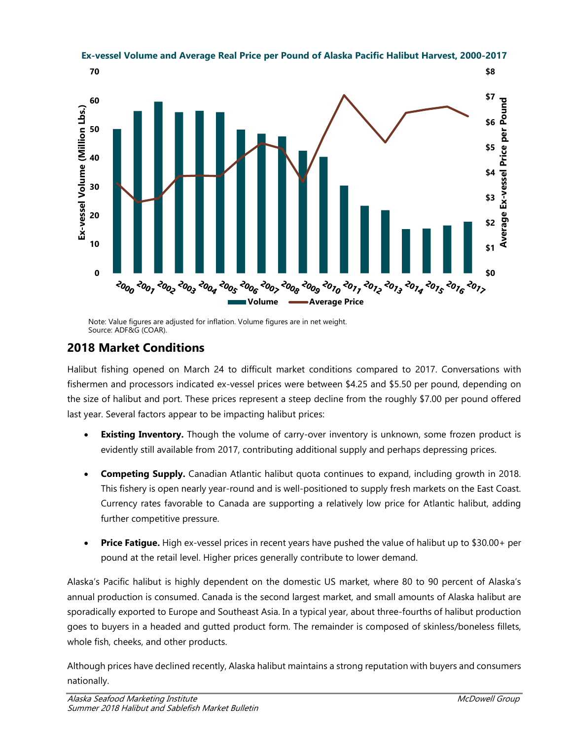**Ex-vessel Volume and Average Real Price per Pound of Alaska Pacific Halibut Harvest, 2000-2017**

Note: Value figures are adjusted for inflation. Volume figures are in net weight.
Source: ADF&G (COAR).

## 2018 Market Conditions

Halibut fishing opened on March 24 to difficult market conditions compared to 2017. Conversations with fishermen and processors indicated ex-vessel prices were between $4.25 and $5.50 per pound, depending on the size of halibut and port. These prices represent a steep decline from the roughly $7.00 per pound offered last year. Several factors appear to be impacting halibut prices:

- **Existing Inventory.** Though the volume of carry-over inventory is unknown, some frozen product is evidently still available from 2017, contributing additional supply and perhaps depressing prices.
- **Competing Supply.** Canadian Atlantic halibut quota continues to expand, including growth in 2018. This fishery is open nearly year-round and is well-positioned to supply fresh markets on the East Coast. Currency rates favorable to Canada are supporting a relatively low price for Atlantic halibut, adding further competitive pressure.
- **Price Fatigue.** High ex-vessel prices in recent years have pushed the value of halibut up to $30.00+ per pound at the retail level. Higher prices generally contribute to lower demand.

Alaska's Pacific halibut is highly dependent on the domestic US market, where 80 to 90 percent of Alaska's annual production is consumed. Canada is the second largest market, and small amounts of Alaska halibut are sporadically exported to Europe and Southeast Asia. In a typical year, about three-fourths of halibut production goes to buyers in a headed and gutted product form. The remainder is composed of skinless/boneless fillets, whole fish, cheeks, and other products.

Although prices have declined recently, Alaska halibut maintains a strong reputation with buyers and consumers nationally.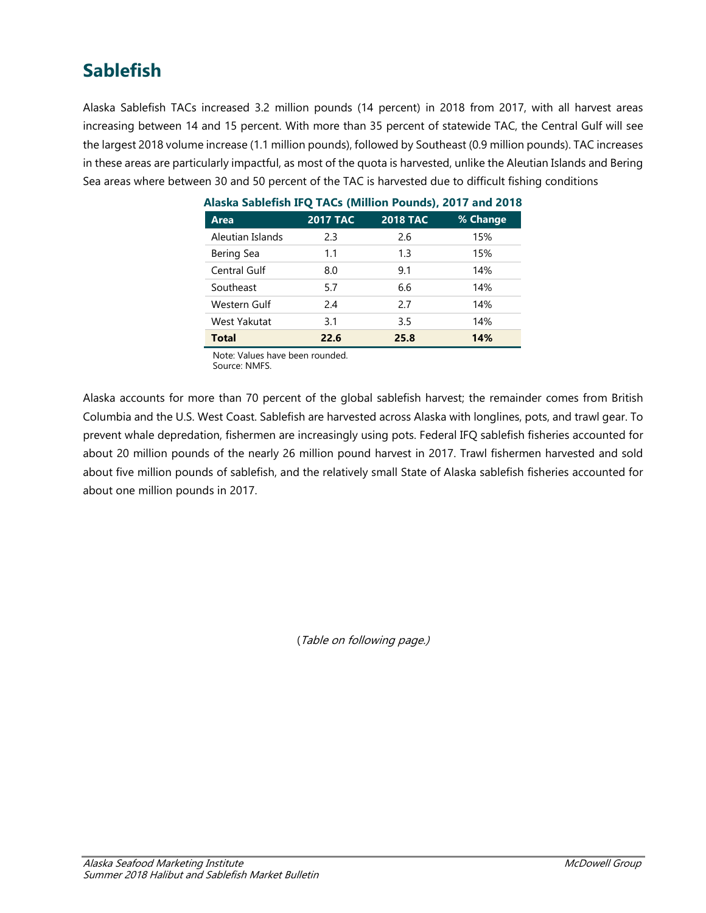## Sablefish

Alaska Sablefish TACs increased 3.2 million pounds (14 percent) in 2018 from 2017, with all harvest areas increasing between 14 and 15 percent. With more than 35 percent of statewide TAC, the Central Gulf will see the largest 2018 volume increase (1.1 million pounds), followed by Southeast (0.9 million pounds). TAC increases in these areas are particularly impactful, as most of the quota is harvested, unlike the Aleutian Islands and Bering Sea areas where between 30 and 50 percent of the TAC is harvested due to difficult fishing conditions

**Alaska Sablefish IFQ TACs (Million Pounds), 2017 and 2018**

| Area | 2017 TAC | 2018 TAC | % Change |
|---|---|---|---|
| Aleutian Islands | 2.3 | 2.6 | 15% |
| Bering Sea | 1.1 | 1.3 | 15% |
| Central Gulf | 8.0 | 9.1 | 14% |
| Southeast | 5.7 | 6.6 | 14% |
| Western Gulf | 2.4 | 2.7 | 14% |
| West Yakutat | 3.1 | 3.5 | 14% |
| **Total** | **22.6** | **25.8** | **14%** |

Note: Values have been rounded.
Source: NMFS.

Alaska accounts for more than 70 percent of the global sablefish harvest; the remainder comes from British Columbia and the U.S. West Coast. Sablefish are harvested across Alaska with longlines, pots, and trawl gear. To prevent whale depredation, fishermen are increasingly using pots. Federal IFQ sablefish fisheries accounted for about 20 million pounds of the nearly 26 million pound harvest in 2017. Trawl fishermen harvested and sold about five million pounds of sablefish, and the relatively small State of Alaska sablefish fisheries accounted for about one million pounds in 2017.

(*Table on following page.)*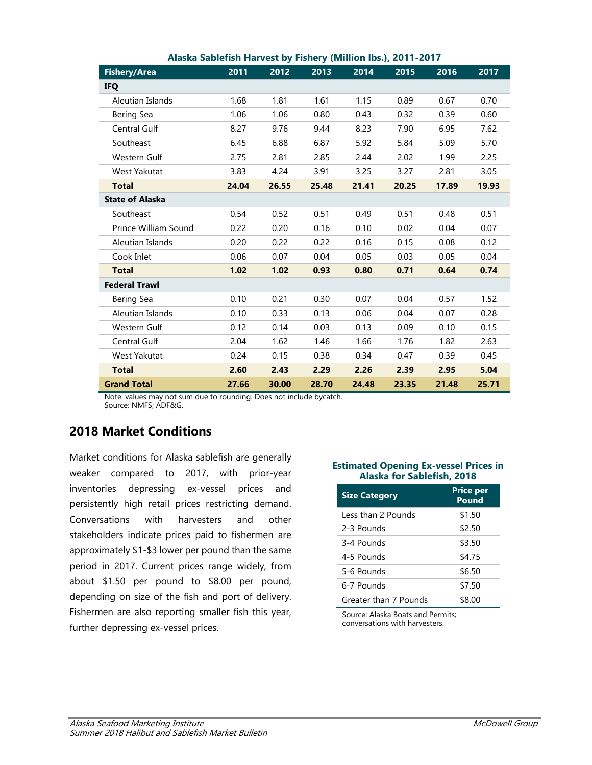**Alaska Sablefish Harvest by Fishery (Million lbs.), 2011-2017**

| Fishery/Area | 2011 | 2012 | 2013 | 2014 | 2015 | 2016 | 2017 |
|---|---|---|---|---|---|---|---|
| **IFQ** | | | | | | | |
| Aleutian Islands | 1.68 | 1.81 | 1.61 | 1.15 | 0.89 | 0.67 | 0.70 |
| Bering Sea | 1.06 | 1.06 | 0.80 | 0.43 | 0.32 | 0.39 | 0.60 |
| Central Gulf | 8.27 | 9.76 | 9.44 | 8.23 | 7.90 | 6.95 | 7.62 |
| Southeast | 6.45 | 6.88 | 6.87 | 5.92 | 5.84 | 5.09 | 5.70 |
| Western Gulf | 2.75 | 2.81 | 2.85 | 2.44 | 2.02 | 1.99 | 2.25 |
| West Yakutat | 3.83 | 4.24 | 3.91 | 3.25 | 3.27 | 2.81 | 3.05 |
| **Total** | **24.04** | **26.55** | **25.48** | **21.41** | **20.25** | **17.89** | **19.93** |
| **State of Alaska** | | | | | | | |
| Southeast | 0.54 | 0.52 | 0.51 | 0.49 | 0.51 | 0.48 | 0.51 |
| Prince William Sound | 0.22 | 0.20 | 0.16 | 0.10 | 0.02 | 0.04 | 0.07 |
| Aleutian Islands | 0.20 | 0.22 | 0.22 | 0.16 | 0.15 | 0.08 | 0.12 |
| Cook Inlet | 0.06 | 0.07 | 0.04 | 0.05 | 0.03 | 0.05 | 0.04 |
| **Total** | **1.02** | **1.02** | **0.93** | **0.80** | **0.71** | **0.64** | **0.74** |
| **Federal Trawl** | | | | | | | |
| Bering Sea | 0.10 | 0.21 | 0.30 | 0.07 | 0.04 | 0.57 | 1.52 |
| Aleutian Islands | 0.10 | 0.33 | 0.13 | 0.06 | 0.04 | 0.07 | 0.28 |
| Western Gulf | 0.12 | 0.14 | 0.03 | 0.13 | 0.09 | 0.10 | 0.15 |
| Central Gulf | 2.04 | 1.62 | 1.46 | 1.66 | 1.76 | 1.82 | 2.63 |
| West Yakutat | 0.24 | 0.15 | 0.38 | 0.34 | 0.47 | 0.39 | 0.45 |
| **Total** | **2.60** | **2.43** | **2.29** | **2.26** | **2.39** | **2.95** | **5.04** |
| **Grand Total** | **27.66** | **30.00** | **28.70** | **24.48** | **23.35** | **21.48** | **25.71** |

Note: values may not sum due to rounding. Does not include bycatch.
Source: NMFS; ADF&G.

## 2018 Market Conditions

Market conditions for Alaska sablefish are generally weaker compared to 2017, with prior-year inventories depressing ex-vessel prices and persistently high retail prices restricting demand. Conversations with harvesters and other stakeholders indicate prices paid to fishermen are approximately $1-$3 lower per pound than the same period in 2017. Current prices range widely, from about $1.50 per pound to $8.00 per pound, depending on size of the fish and port of delivery. Fishermen are also reporting smaller fish this year, further depressing ex-vessel prices.

**Estimated Opening Ex-vessel Prices in Alaska for Sablefish, 2018**

| Size Category | Price per Pound |
|---|---|
| Less than 2 Pounds | $1.50 |
| 2-3 Pounds | $2.50 |
| 3-4 Pounds | $3.50 |
| 4-5 Pounds | $4.75 |
| 5-6 Pounds | $6.50 |
| 6-7 Pounds | $7.50 |
| Greater than 7 Pounds | $8.00 |

Source: Alaska Boats and Permits; conversations with harvesters.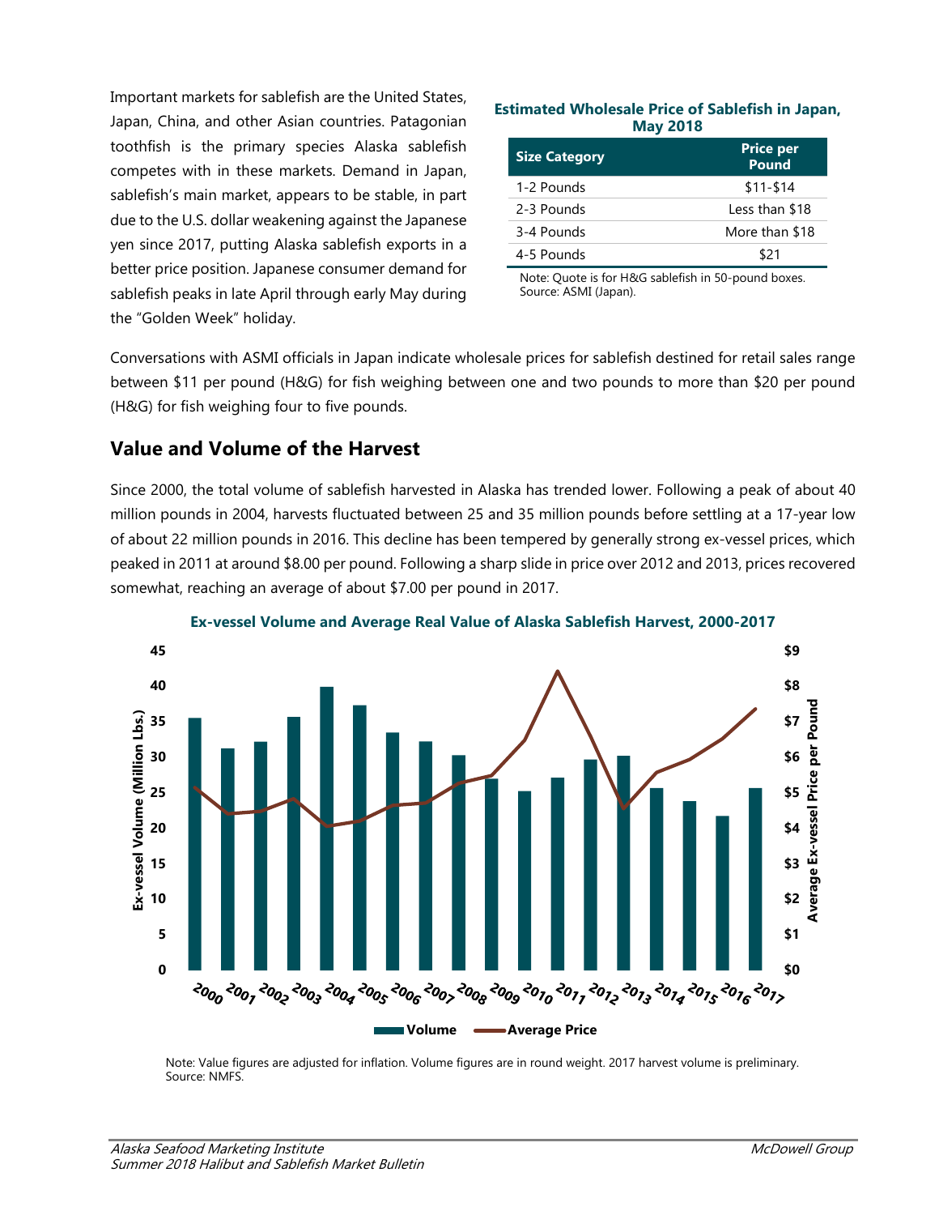Important markets for sablefish are the United States, Japan, China, and other Asian countries. Patagonian toothfish is the primary species Alaska sablefish competes with in these markets. Demand in Japan, sablefish's main market, appears to be stable, in part due to the U.S. dollar weakening against the Japanese yen since 2017, putting Alaska sablefish exports in a better price position. Japanese consumer demand for sablefish peaks in late April through early May during the "Golden Week" holiday.

**Estimated Wholesale Price of Sablefish in Japan, May 2018**

| Size Category | Price per Pound |
|---|---|
| 1-2 Pounds | $11-$14 |
| 2-3 Pounds | Less than $18 |
| 3-4 Pounds | More than $18 |
| 4-5 Pounds | $21 |

Note: Quote is for H&G sablefish in 50-pound boxes.
Source: ASMI (Japan).

Conversations with ASMI officials in Japan indicate wholesale prices for sablefish destined for retail sales range between $11 per pound (H&G) for fish weighing between one and two pounds to more than $20 per pound (H&G) for fish weighing four to five pounds.

## Value and Volume of the Harvest

Since 2000, the total volume of sablefish harvested in Alaska has trended lower. Following a peak of about 40 million pounds in 2004, harvests fluctuated between 25 and 35 million pounds before settling at a 17-year low of about 22 million pounds in 2016. This decline has been tempered by generally strong ex-vessel prices, which peaked in 2011 at around $8.00 per pound. Following a sharp slide in price over 2012 and 2013, prices recovered somewhat, reaching an average of about $7.00 per pound in 2017.

**Ex-vessel Volume and Average Real Value of Alaska Sablefish Harvest, 2000-2017**

Ex-vessel Volume (Million Lbs.)
0, 5, 10, 15, 20, 25, 30, 35, 40, 45

Average Ex-vessel Price per Pound
$0, $1, $2, $3, $4, $5, $6, $7, $8, $9

2000, 2001, 2002, 2003, 2004, 2005, 2006, 2007, 2008, 2009, 2010, 2011, 2012, 2013, 2014, 2015, 2016, 2017

Volume, Average Price

Note: Value figures are adjusted for inflation. Volume figures are in round weight. 2017 harvest volume is preliminary.
Source: NMFS.